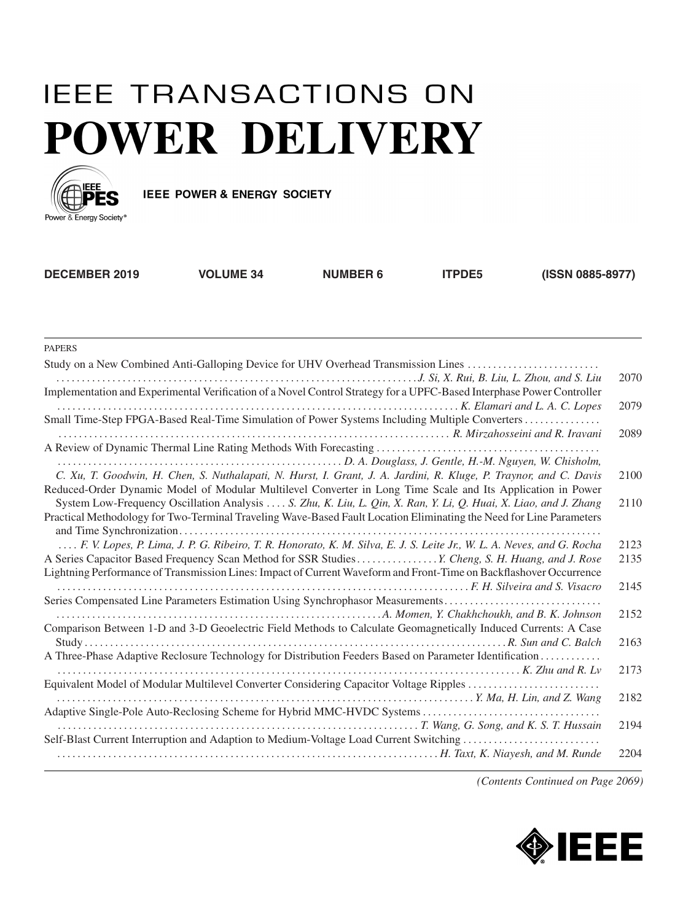# IEEE TRANSACTIONS ON POWER DELIVERY

IEEE POWER & ENERGY SOCIETY

**DECEMBER 2019 VOLUME 34 NUMBER 6 ITPDE5 (ISSN 0885-8977)**

PAPERS

Study on a New Combined Anti-Galloping Device for UHV Overhead Transmission Lines ... *J. Si, X. Rui, B. Liu, L. Zhou, and S. Liu* 2070

Implementation and Experimental Verification of a Novel Control Strategy for a UPFC-Based Interphase Power Controller ... *K. Elamari and L. A. C. Lopes* 2079

Small Time-Step FPGA-Based Real-Time Simulation of Power Systems Including Multiple Converters ... *R. Mirzahosseini and R. Iravani* 2089

A Review of Dynamic Thermal Line Rating Methods With Forecasting ... *D. A. Douglass, J. Gentle, H.-M. Nguyen, W. Chisholm, C. Xu, T. Goodwin, H. Chen, S. Nuthalapati, N. Hurst, I. Grant, J. A. Jardini, R. Kluge, P. Traynor, and C. Davis* 2100

Reduced-Order Dynamic Model of Modular Multilevel Converter in Long Time Scale and Its Application in Power System Low-Frequency Oscillation Analysis ... *S. Zhu, K. Liu, L. Qin, X. Ran, Y. Li, Q. Huai, X. Liao, and J. Zhang* 2110

Practical Methodology for Two-Terminal Traveling Wave-Based Fault Location Eliminating the Need for Line Parameters and Time Synchronization ... *F. V. Lopes, P. Lima, J. P. G. Ribeiro, T. R. Honorato, K. M. Silva, E. J. S. Leite Jr., W. L. A. Neves, and G. Rocha* 2123

A Series Capacitor Based Frequency Scan Method for SSR Studies ... *Y. Cheng, S. H. Huang, and J. Rose* 2135

Lightning Performance of Transmission Lines: Impact of Current Waveform and Front-Time on Backflashover Occurrence ... *F. H. Silveira and S. Visacro* 2145

Series Compensated Line Parameters Estimation Using Synchrophasor Measurements ... *A. Momen, Y. Chakhchoukh, and B. K. Johnson* 2152

Comparison Between 1-D and 3-D Geoelectric Field Methods to Calculate Geomagnetically Induced Currents: A Case Study ... *R. Sun and C. Balch* 2163

A Three-Phase Adaptive Reclosure Technology for Distribution Feeders Based on Parameter Identification ... *K. Zhu and R. Lv* 2173

Equivalent Model of Modular Multilevel Converter Considering Capacitor Voltage Ripples ... *Y. Ma, H. Lin, and Z. Wang* 2182

Adaptive Single-Pole Auto-Reclosing Scheme for Hybrid MMC-HVDC Systems ... *T. Wang, G. Song, and K. S. T. Hussain* 2194

Self-Blast Current Interruption and Adaption to Medium-Voltage Load Current Switching ... *H. Taxt, K. Niayesh, and M. Runde* 2204

*(Contents Continued on Page 2069)*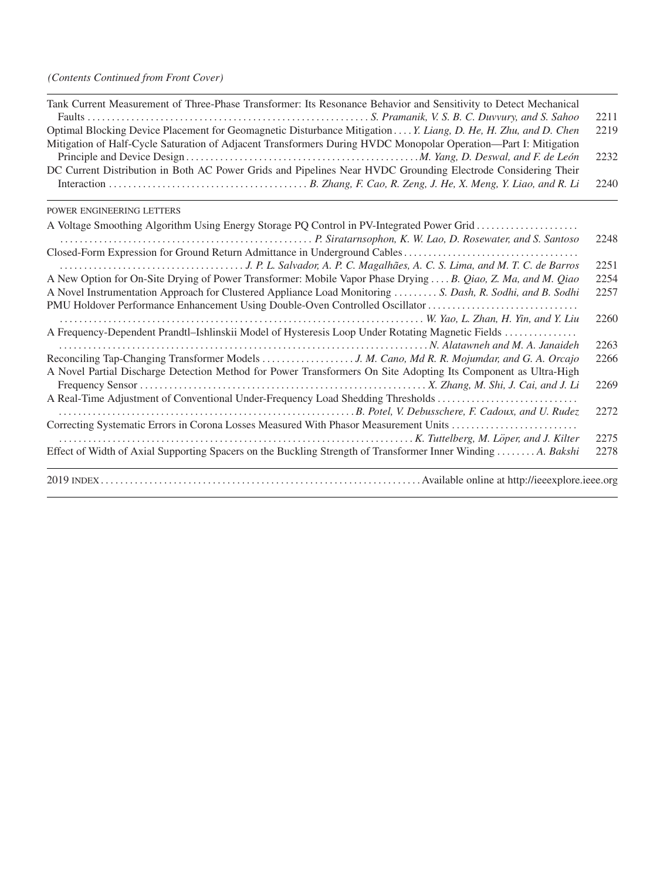*(Contents Continued from Front Cover)*

Tank Current Measurement of Three-Phase Transformer: Its Resonance Behavior and Sensitivity to Detect Mechanical Faults . . . . . . . . *S. Pramanik, V. S. B. C. Duvvury, and S. Sahoo* 2211

Optimal Blocking Device Placement for Geomagnetic Disturbance Mitigation . . . . *Y. Liang, D. He, H. Zhu, and D. Chen* 2219

Mitigation of Half-Cycle Saturation of Adjacent Transformers During HVDC Monopolar Operation—Part I: Mitigation Principle and Device Design . . . . . . . . *M. Yang, D. Deswal, and F. de León* 2232

DC Current Distribution in Both AC Power Grids and Pipelines Near HVDC Grounding Electrode Considering Their Interaction . . . . . . . . *B. Zhang, F. Cao, R. Zeng, J. He, X. Meng, Y. Liao, and R. Li* 2240

POWER ENGINEERING LETTERS

A Voltage Smoothing Algorithm Using Energy Storage PQ Control in PV-Integrated Power Grid . . . . . . . . *P. Siratarnsophon, K. W. Lao, D. Rosewater, and S. Santoso* 2248

Closed-Form Expression for Ground Return Admittance in Underground Cables . . . . . . . . *J. P. L. Salvador, A. P. C. Magalhães, A. C. S. Lima, and M. T. C. de Barros* 2251

A New Option for On-Site Drying of Power Transformer: Mobile Vapor Phase Drying . . . . *B. Qiao, Z. Ma, and M. Qiao* 2254

A Novel Instrumentation Approach for Clustered Appliance Load Monitoring . . . . . . . . . *S. Dash, R. Sodhi, and B. Sodhi* 2257

PMU Holdover Performance Enhancement Using Double-Oven Controlled Oscillator . . . . . . . . *W. Yao, L. Zhan, H. Yin, and Y. Liu* 2260

A Frequency-Dependent Prandtl–Ishlinskii Model of Hysteresis Loop Under Rotating Magnetic Fields . . . . . . . . *N. Alatawneh and M. A. Janaideh* 2263

Reconciling Tap-Changing Transformer Models . . . . . . . . *J. M. Cano, Md R. R. Mojumdar, and G. A. Orcajo* 2266

A Novel Partial Discharge Detection Method for Power Transformers On Site Adopting Its Component as Ultra-High Frequency Sensor . . . . . . . . *X. Zhang, M. Shi, J. Cai, and J. Li* 2269

A Real-Time Adjustment of Conventional Under-Frequency Load Shedding Thresholds . . . . . . . . *B. Potel, V. Debusschere, F. Cadoux, and U. Rudez* 2272

Correcting Systematic Errors in Corona Losses Measured With Phasor Measurement Units . . . . . . . . *K. Tuttelberg, M. Löper, and J. Kilter* 2275

Effect of Width of Axial Supporting Spacers on the Buckling Strength of Transformer Inner Winding . . . . . . . . *A. Bakshi* 2278

2019 INDEX . . . . . . . . Available online at http://ieeexplore.ieee.org